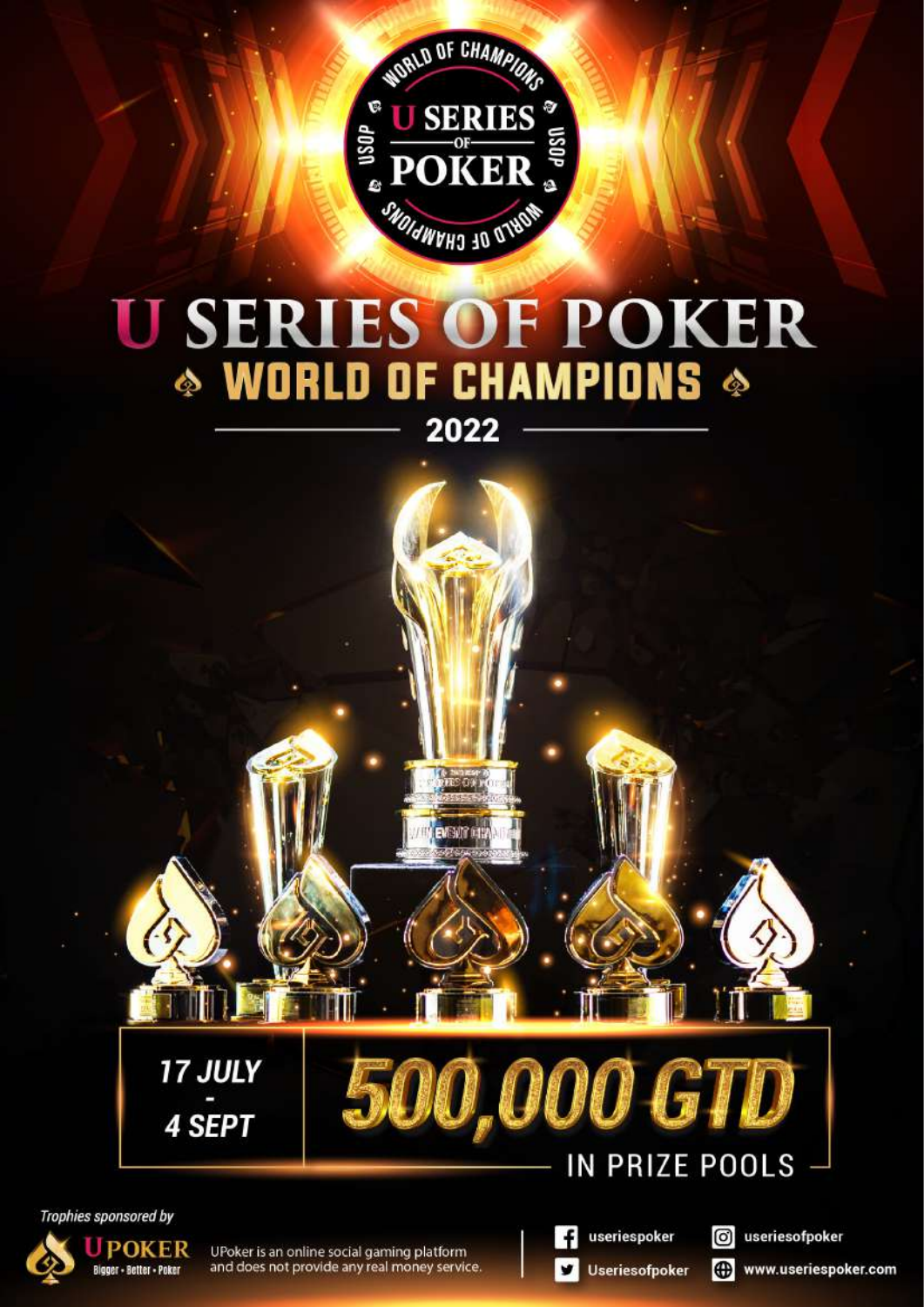# U SERIES OF POKER

## WORLD OF CHAMPIONS

2022

**17 JULY - 4 SEPT**

**500,000 GTD**

IN PRIZE POOLS

*Trophies sponsored by*

UPOKER — Bigger • Better • Poker

UPoker is an online social gaming platform and does not provide any real money service.

- Facebook: useriespoker
- Twitter: Useriesofpoker
- Instagram: useriesofpoker
- Website: www.useriespoker.com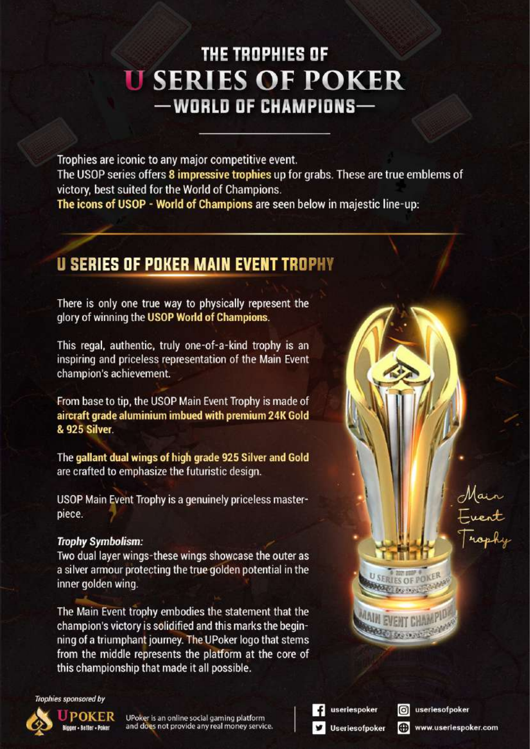# THE TROPHIES OF
# U SERIES OF POKER
## —WORLD OF CHAMPIONS—

Trophies are iconic to any major competitive event.
The USOP series offers **8 impressive trophies** up for grabs. These are true emblems of victory, best suited for the World of Champions.
**The icons of USOP - World of Champions** are seen below in majestic line-up:

## U SERIES OF POKER MAIN EVENT TROPHY

There is only one true way to physically represent the glory of winning the **USOP World of Champions**.

This regal, authentic, truly one-of-a-kind trophy is an inspiring and priceless representation of the Main Event champion's achievement.

From base to tip, the USOP Main Event Trophy is made of **aircraft grade aluminium imbued with premium 24K Gold & 925 Silver**.

The **gallant dual wings of high grade 925 Silver and Gold** are crafted to emphasize the futuristic design.

USOP Main Event Trophy is a genuinely priceless masterpiece.

***Trophy Symbolism:***
Two dual layer wings-these wings showcase the outer as a silver armour protecting the true golden potential in the inner golden wing.

The Main Event trophy embodies the statement that the champion's victory is solidified and this marks the beginning of a triumphant journey. The UPoker logo that stems from the middle represents the platform at the core of this championship that made it all possible.

Main Event Trophy

*Trophies sponsored by*

UPOKER
Bigger • Better • Poker

UPoker is an online social gaming platform and does not provide any real money service.

useriespoker | useriesofpoker | Useriesofpoker | www.useriespoker.com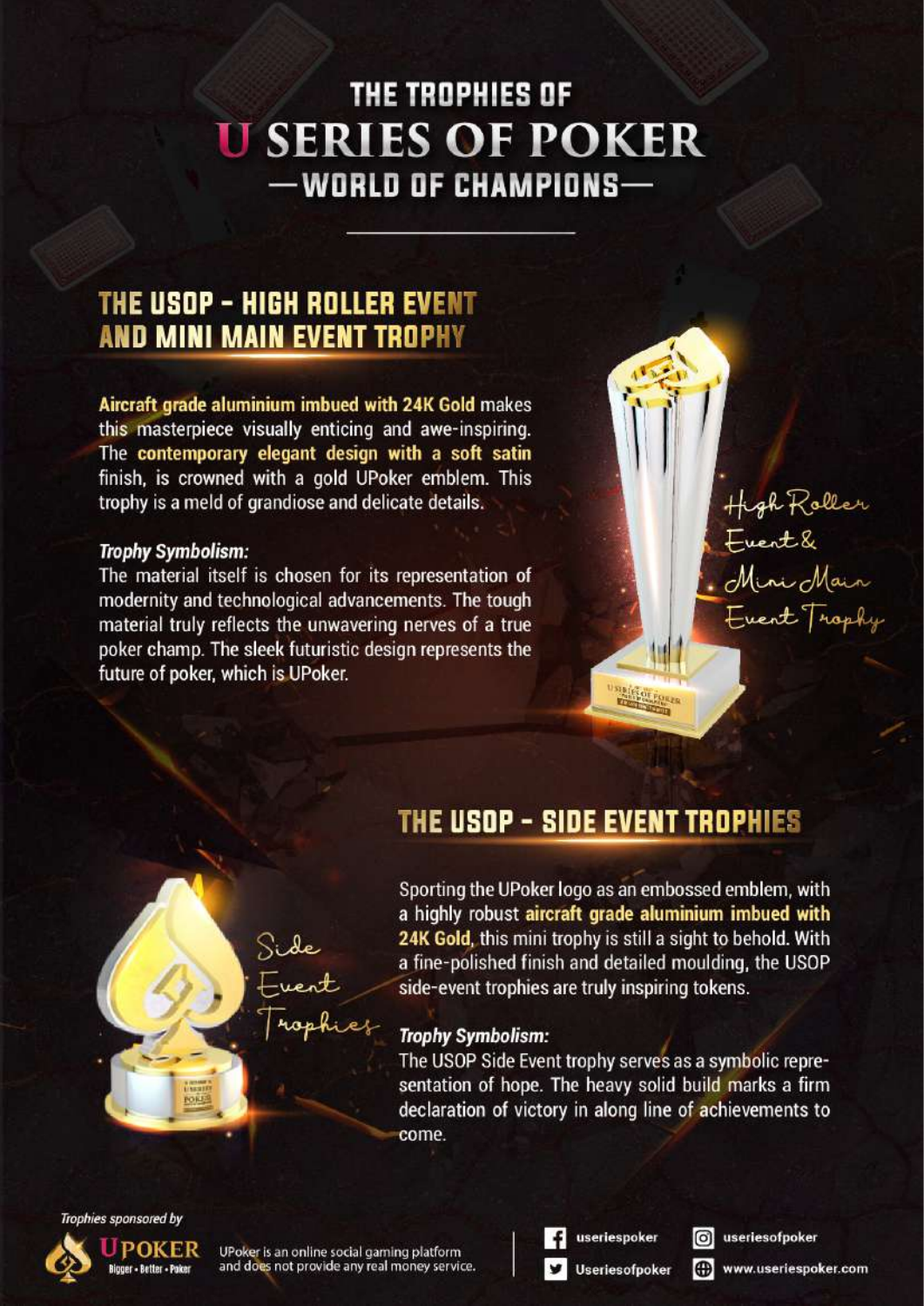# THE TROPHIES OF U SERIES OF POKER — WORLD OF CHAMPIONS —

## THE USOP - HIGH ROLLER EVENT AND MINI MAIN EVENT TROPHY

**Aircraft grade aluminium imbued with 24K Gold** makes this masterpiece visually enticing and awe-inspiring. The **contemporary elegant design with a soft satin** finish, is crowned with a gold UPoker emblem. This trophy is a meld of grandiose and delicate details.

***Trophy Symbolism:***

The material itself is chosen for its representation of modernity and technological advancements. The tough material truly reflects the unwavering nerves of a true poker champ. The sleek futuristic design represents the future of poker, which is UPoker.

High Roller Event & Mini Main Event Trophy

## THE USOP - SIDE EVENT TROPHIES

Sporting the UPoker logo as an embossed emblem, with a highly robust **aircraft grade aluminium imbued with 24K Gold**, this mini trophy is still a sight to behold. With a fine-polished finish and detailed moulding, the USOP side-event trophies are truly inspiring tokens.

***Trophy Symbolism:***

The USOP Side Event trophy serves as a symbolic representation of hope. The heavy solid build marks a firm declaration of victory in along line of achievements to come.

Side Event Trophies

*Trophies sponsored by*

UPOKER Bigger • Better • Poker

UPoker is an online social gaming platform and does not provide any real money service.

useriespoker | Useriesofpoker | useriesofpoker | www.useriespoker.com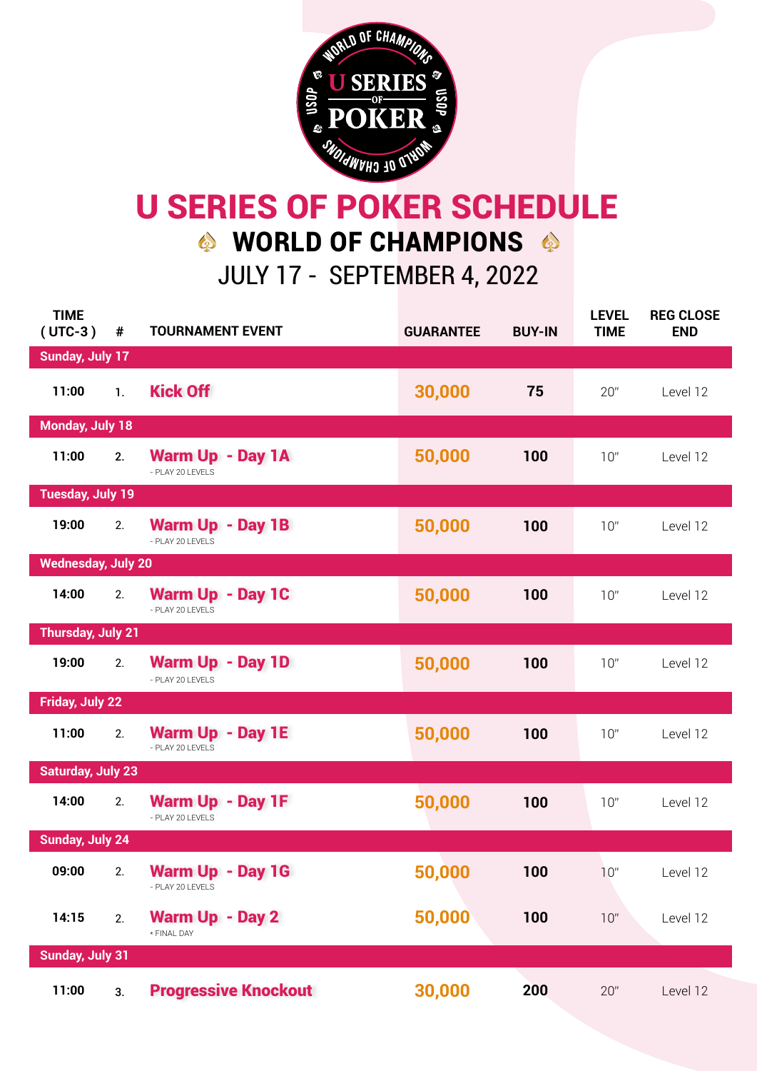# U SERIES OF POKER SCHEDULE

## WORLD OF CHAMPIONS

### JULY 17 - SEPTEMBER 4, 2022

| TIME ( UTC-3 ) | # | TOURNAMENT EVENT | GUARANTEE | BUY-IN | LEVEL TIME | REG CLOSE END |
|---|---|---|---|---|---|---|
| **Sunday, July 17** | | | | | | |
| 11:00 | 1. | **Kick Off** | 30,000 | 75 | 20" | Level 12 |
| **Monday, July 18** | | | | | | |
| 11:00 | 2. | **Warm Up - Day 1A** - PLAY 20 LEVELS | 50,000 | 100 | 10" | Level 12 |
| **Tuesday, July 19** | | | | | | |
| 19:00 | 2. | **Warm Up - Day 1B** - PLAY 20 LEVELS | 50,000 | 100 | 10" | Level 12 |
| **Wednesday, July 20** | | | | | | |
| 14:00 | 2. | **Warm Up - Day 1C** - PLAY 20 LEVELS | 50,000 | 100 | 10" | Level 12 |
| **Thursday, July 21** | | | | | | |
| 19:00 | 2. | **Warm Up - Day 1D** - PLAY 20 LEVELS | 50,000 | 100 | 10" | Level 12 |
| **Friday, July 22** | | | | | | |
| 11:00 | 2. | **Warm Up - Day 1E** - PLAY 20 LEVELS | 50,000 | 100 | 10" | Level 12 |
| **Saturday, July 23** | | | | | | |
| 14:00 | 2. | **Warm Up - Day 1F** - PLAY 20 LEVELS | 50,000 | 100 | 10" | Level 12 |
| **Sunday, July 24** | | | | | | |
| 09:00 | 2. | **Warm Up - Day 1G** - PLAY 20 LEVELS | 50,000 | 100 | 10" | Level 12 |
| 14:15 | 2. | **Warm Up - Day 2** * FINAL DAY | 50,000 | 100 | 10" | Level 12 |
| **Sunday, July 31** | | | | | | |
| 11:00 | 3. | **Progressive Knockout** | 30,000 | 200 | 20" | Level 12 |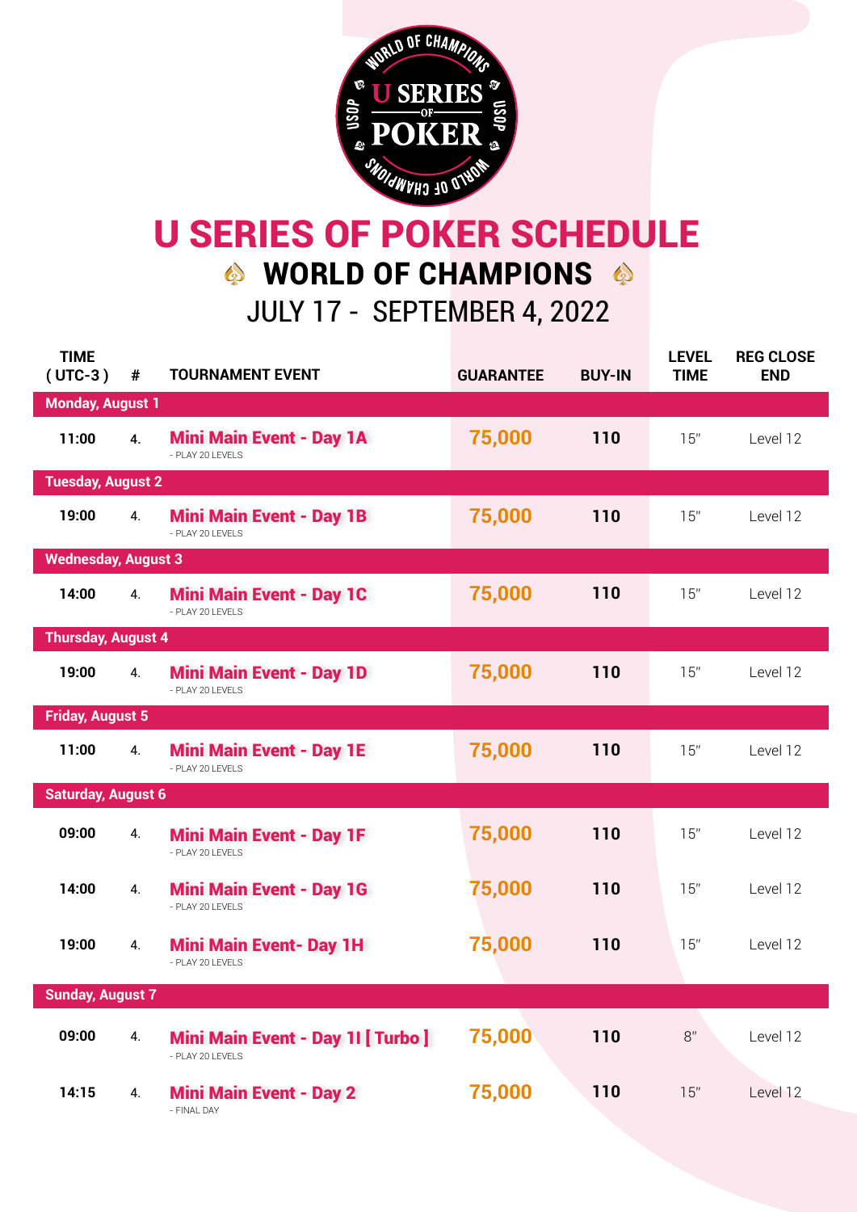# U SERIES OF POKER SCHEDULE

## WORLD OF CHAMPIONS

JULY 17 - SEPTEMBER 4, 2022

| TIME ( UTC-3 ) | # | TOURNAMENT EVENT | GUARANTEE | BUY-IN | LEVEL TIME | REG CLOSE END |
|---|---|---|---|---|---|---|
| **Monday, August 1** | | | | | | |
| 11:00 | 4. | **Mini Main Event - Day 1A** - PLAY 20 LEVELS | 75,000 | 110 | 15" | Level 12 |
| **Tuesday, August 2** | | | | | | |
| 19:00 | 4. | **Mini Main Event - Day 1B** - PLAY 20 LEVELS | 75,000 | 110 | 15" | Level 12 |
| **Wednesday, August 3** | | | | | | |
| 14:00 | 4. | **Mini Main Event - Day 1C** - PLAY 20 LEVELS | 75,000 | 110 | 15" | Level 12 |
| **Thursday, August 4** | | | | | | |
| 19:00 | 4. | **Mini Main Event - Day 1D** - PLAY 20 LEVELS | 75,000 | 110 | 15" | Level 12 |
| **Friday, August 5** | | | | | | |
| 11:00 | 4. | **Mini Main Event - Day 1E** - PLAY 20 LEVELS | 75,000 | 110 | 15" | Level 12 |
| **Saturday, August 6** | | | | | | |
| 09:00 | 4. | **Mini Main Event - Day 1F** - PLAY 20 LEVELS | 75,000 | 110 | 15" | Level 12 |
| 14:00 | 4. | **Mini Main Event - Day 1G** - PLAY 20 LEVELS | 75,000 | 110 | 15" | Level 12 |
| 19:00 | 4. | **Mini Main Event- Day 1H** - PLAY 20 LEVELS | 75,000 | 110 | 15" | Level 12 |
| **Sunday, August 7** | | | | | | |
| 09:00 | 4. | **Mini Main Event - Day 1I [ Turbo ]** - PLAY 20 LEVELS | 75,000 | 110 | 8" | Level 12 |
| 14:15 | 4. | **Mini Main Event - Day 2** - FINAL DAY | 75,000 | 110 | 15" | Level 12 |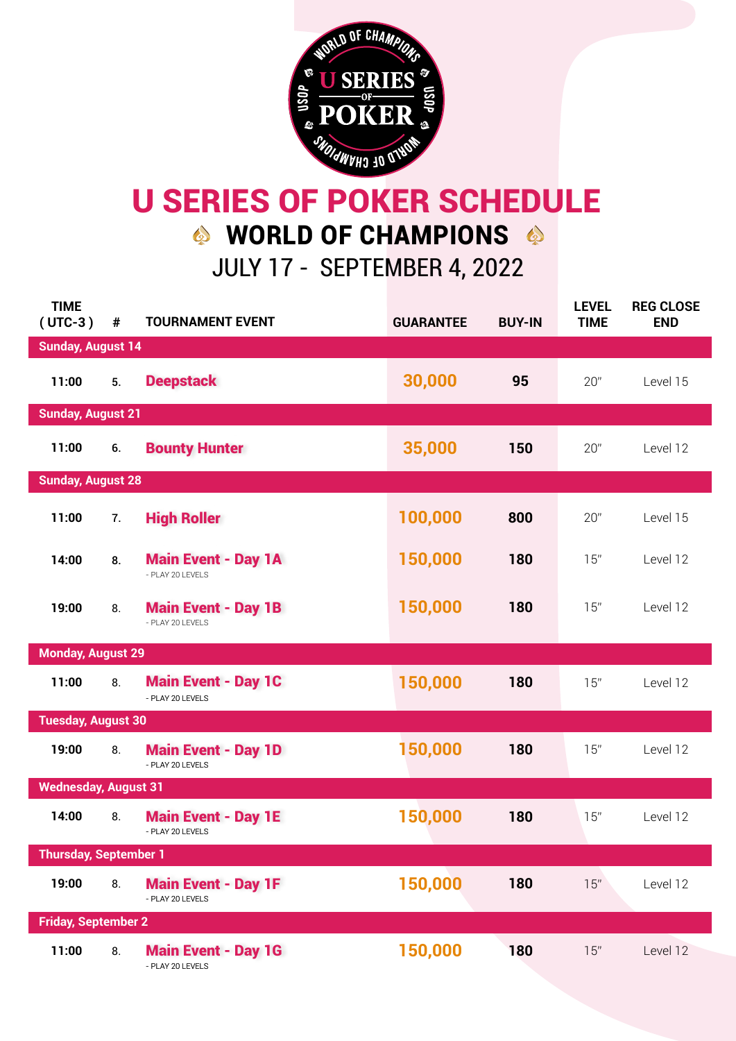# U SERIES OF POKER SCHEDULE

## WORLD OF CHAMPIONS

### JULY 17 - SEPTEMBER 4, 2022

| TIME ( UTC-3 ) | # | TOURNAMENT EVENT | GUARANTEE | BUY-IN | LEVEL TIME | REG CLOSE END |
|---|---|---|---|---|---|---|
| **Sunday, August 14** | | | | | | |
| 11:00 | 5. | **Deepstack** | 30,000 | 95 | 20" | Level 15 |
| **Sunday, August 21** | | | | | | |
| 11:00 | 6. | **Bounty Hunter** | 35,000 | 150 | 20" | Level 12 |
| **Sunday, August 28** | | | | | | |
| 11:00 | 7. | **High Roller** | 100,000 | 800 | 20" | Level 15 |
| 14:00 | 8. | **Main Event - Day 1A** - PLAY 20 LEVELS | 150,000 | 180 | 15" | Level 12 |
| 19:00 | 8. | **Main Event - Day 1B** - PLAY 20 LEVELS | 150,000 | 180 | 15" | Level 12 |
| **Monday, August 29** | | | | | | |
| 11:00 | 8. | **Main Event - Day 1C** - PLAY 20 LEVELS | 150,000 | 180 | 15" | Level 12 |
| **Tuesday, August 30** | | | | | | |
| 19:00 | 8. | **Main Event - Day 1D** - PLAY 20 LEVELS | 150,000 | 180 | 15" | Level 12 |
| **Wednesday, August 31** | | | | | | |
| 14:00 | 8. | **Main Event - Day 1E** - PLAY 20 LEVELS | 150,000 | 180 | 15" | Level 12 |
| **Thursday, September 1** | | | | | | |
| 19:00 | 8. | **Main Event - Day 1F** - PLAY 20 LEVELS | 150,000 | 180 | 15" | Level 12 |
| **Friday, September 2** | | | | | | |
| 11:00 | 8. | **Main Event - Day 1G** - PLAY 20 LEVELS | 150,000 | 180 | 15" | Level 12 |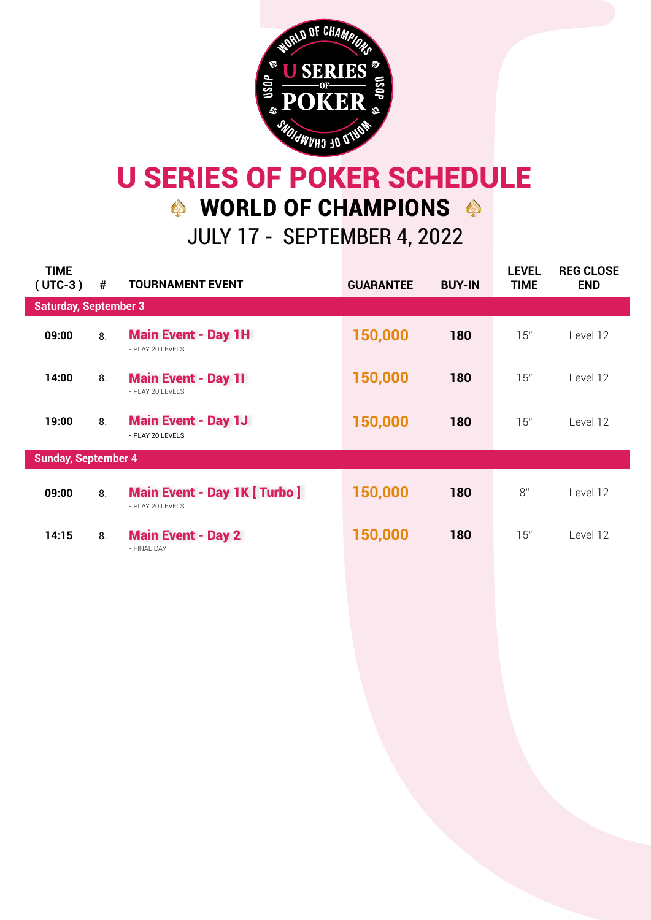# U SERIES OF POKER SCHEDULE

## WORLD OF CHAMPIONS

### JULY 17 - SEPTEMBER 4, 2022

| TIME ( UTC-3 ) | # | TOURNAMENT EVENT | GUARANTEE | BUY-IN | LEVEL TIME | REG CLOSE END |
|---|---|---|---|---|---|---|
| **Saturday, September 3** | | | | | | |
| 09:00 | 8. | **Main Event - Day 1H** - PLAY 20 LEVELS | 150,000 | 180 | 15" | Level 12 |
| 14:00 | 8. | **Main Event - Day 1I** - PLAY 20 LEVELS | 150,000 | 180 | 15" | Level 12 |
| 19:00 | 8. | **Main Event - Day 1J** - PLAY 20 LEVELS | 150,000 | 180 | 15" | Level 12 |
| **Sunday, September 4** | | | | | | |
| 09:00 | 8. | **Main Event - Day 1K [ Turbo ]** - PLAY 20 LEVELS | 150,000 | 180 | 8" | Level 12 |
| 14:15 | 8. | **Main Event - Day 2** - FINAL DAY | 150,000 | 180 | 15" | Level 12 |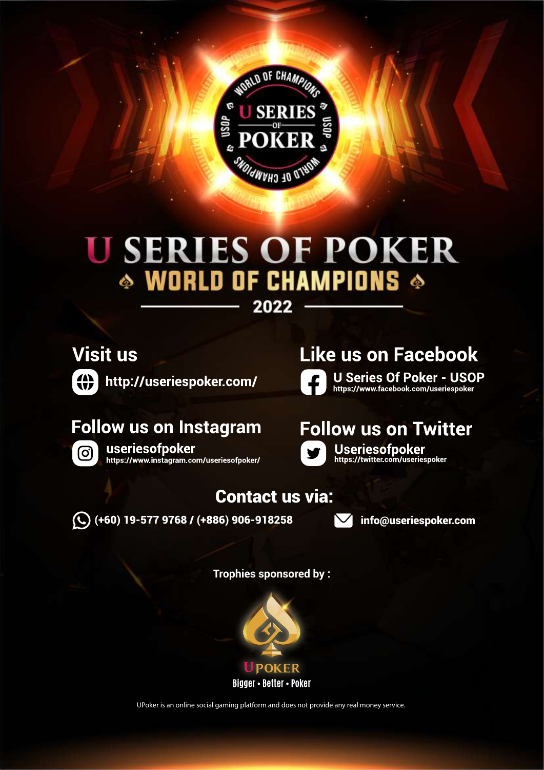# U SERIES OF POKER

## WORLD OF CHAMPIONS

2022

### Visit us

http://useriespoker.com/

### Like us on Facebook

U Series Of Poker - USOP
https://www.facebook.com/useriespoker

### Follow us on Instagram

useriesofpoker
https://www.instagram.com/useriesofpoker/

### Follow us on Twitter

Useriesofpoker
https://twitter.com/useriespoker

### Contact us via:

(+60) 19-577 9768 / (+886) 906-918258

info@useriespoker.com

**Trophies sponsored by :**

UPOKER
Bigger • Better • Poker

UPoker is an online social gaming platform and does not provide any real money service.